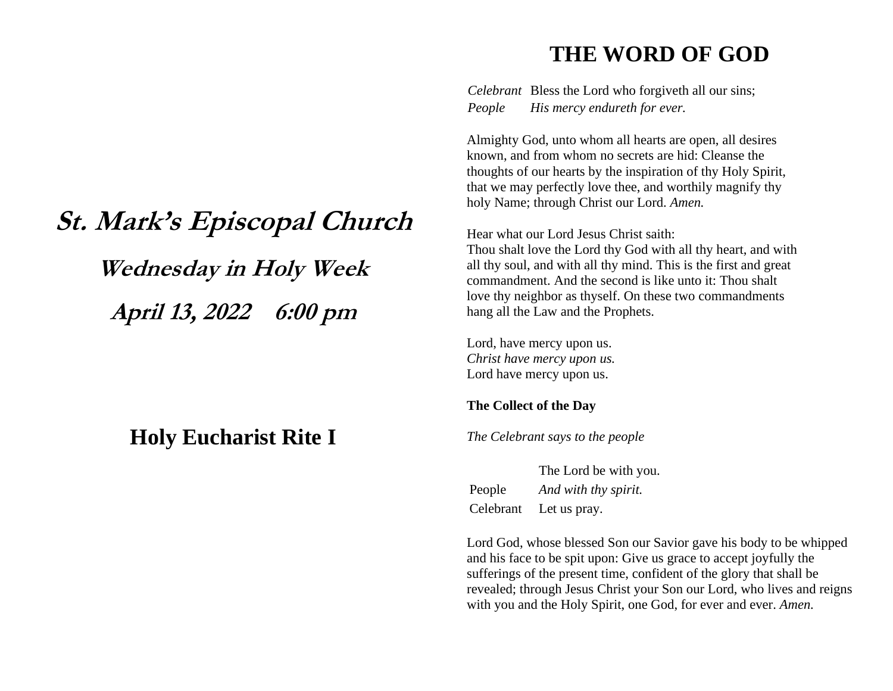# St. Mark's Episcopal Church

## Wednesday in Holy Week

## April 13, 2022 6:00 pm

## Holy Eucharist Rite I

# THE WORD OF GOD

*Celebrant* Bless the Lord who forgiveth all our sins;
*People* *His mercy endureth for ever.*

Almighty God, unto whom all hearts are open, all desires known, and from whom no secrets are hid: Cleanse the thoughts of our hearts by the inspiration of thy Holy Spirit, that we may perfectly love thee, and worthily magnify thy holy Name; through Christ our Lord. *Amen.*

Hear what our Lord Jesus Christ saith:
Thou shalt love the Lord thy God with all thy heart, and with all thy soul, and with all thy mind. This is the first and great commandment. And the second is like unto it: Thou shalt love thy neighbor as thyself. On these two commandments hang all the Law and the Prophets.

Lord, have mercy upon us.
*Christ have mercy upon us.*
Lord have mercy upon us.

**The Collect of the Day**

*The Celebrant says to the people*

The Lord be with you.
People *And with thy spirit.*
Celebrant Let us pray.

Lord God, whose blessed Son our Savior gave his body to be whipped and his face to be spit upon: Give us grace to accept joyfully the sufferings of the present time, confident of the glory that shall be revealed; through Jesus Christ your Son our Lord, who lives and reigns with you and the Holy Spirit, one God, for ever and ever. *Amen.*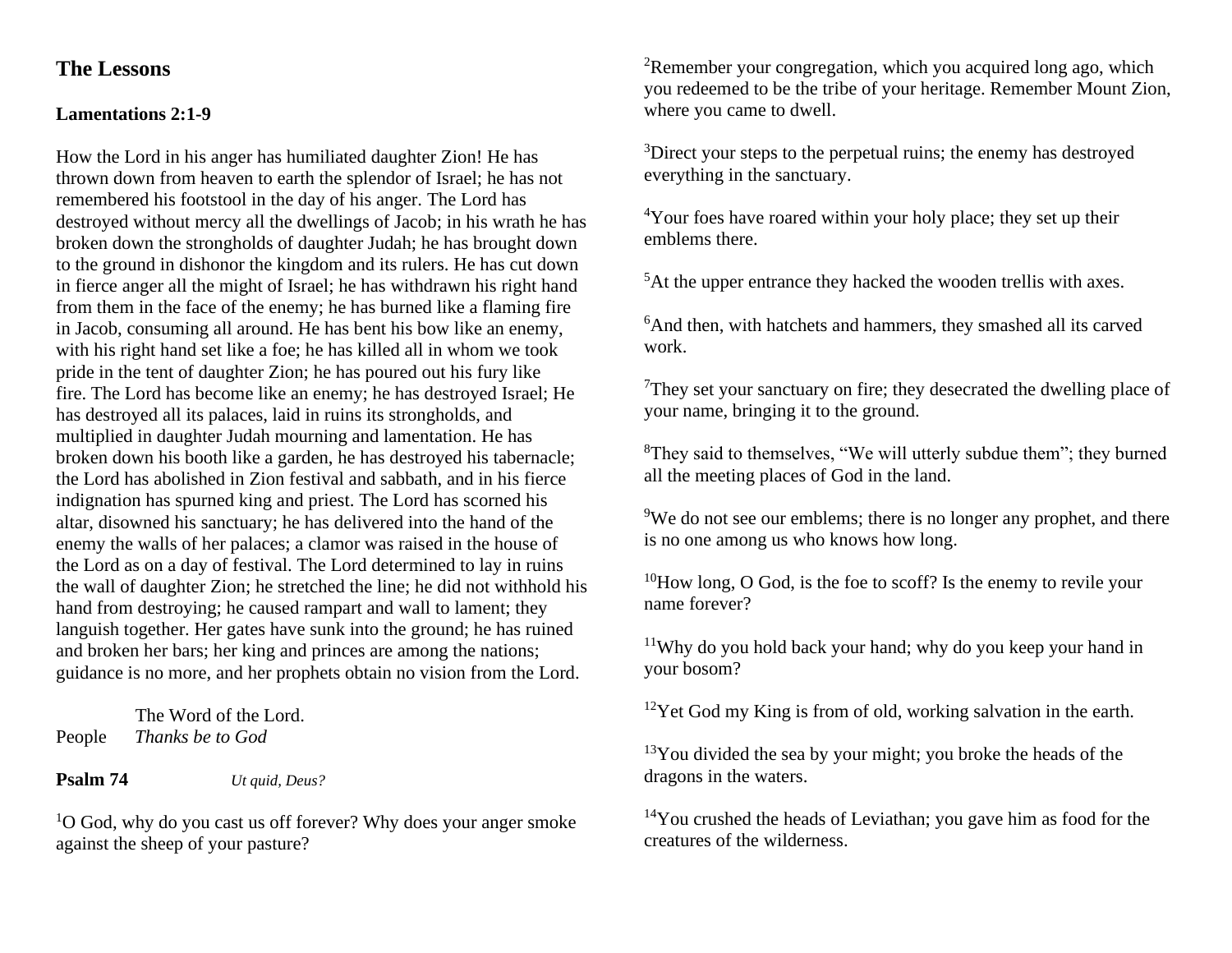## The Lessons

### Lamentations 2:1-9

How the Lord in his anger has humiliated daughter Zion! He has thrown down from heaven to earth the splendor of Israel; he has not remembered his footstool in the day of his anger. The Lord has destroyed without mercy all the dwellings of Jacob; in his wrath he has broken down the strongholds of daughter Judah; he has brought down to the ground in dishonor the kingdom and its rulers. He has cut down in fierce anger all the might of Israel; he has withdrawn his right hand from them in the face of the enemy; he has burned like a flaming fire in Jacob, consuming all around. He has bent his bow like an enemy, with his right hand set like a foe; he has killed all in whom we took pride in the tent of daughter Zion; he has poured out his fury like fire. The Lord has become like an enemy; he has destroyed Israel; He has destroyed all its palaces, laid in ruins its strongholds, and multiplied in daughter Judah mourning and lamentation. He has broken down his booth like a garden, he has destroyed his tabernacle; the Lord has abolished in Zion festival and sabbath, and in his fierce indignation has spurned king and priest. The Lord has scorned his altar, disowned his sanctuary; he has delivered into the hand of the enemy the walls of her palaces; a clamor was raised in the house of the Lord as on a day of festival. The Lord determined to lay in ruins the wall of daughter Zion; he stretched the line; he did not withhold his hand from destroying; he caused rampart and wall to lament; they languish together. Her gates have sunk into the ground; he has ruined and broken her bars; her king and princes are among the nations; guidance is no more, and her prophets obtain no vision from the Lord.

The Word of the Lord.
People *Thanks be to God*

**Psalm 74** *Ut quid, Deus?*

1 O God, why do you cast us off forever? Why does your anger smoke against the sheep of your pasture?

2 Remember your congregation, which you acquired long ago, which you redeemed to be the tribe of your heritage. Remember Mount Zion, where you came to dwell.

3 Direct your steps to the perpetual ruins; the enemy has destroyed everything in the sanctuary.

4 Your foes have roared within your holy place; they set up their emblems there.

5 At the upper entrance they hacked the wooden trellis with axes.

6 And then, with hatchets and hammers, they smashed all its carved work.

7 They set your sanctuary on fire; they desecrated the dwelling place of your name, bringing it to the ground.

8 They said to themselves, “We will utterly subdue them”; they burned all the meeting places of God in the land.

9 We do not see our emblems; there is no longer any prophet, and there is no one among us who knows how long.

10 How long, O God, is the foe to scoff? Is the enemy to revile your name forever?

11 Why do you hold back your hand; why do you keep your hand in your bosom?

12 Yet God my King is from of old, working salvation in the earth.

13 You divided the sea by your might; you broke the heads of the dragons in the waters.

14 You crushed the heads of Leviathan; you gave him as food for the creatures of the wilderness.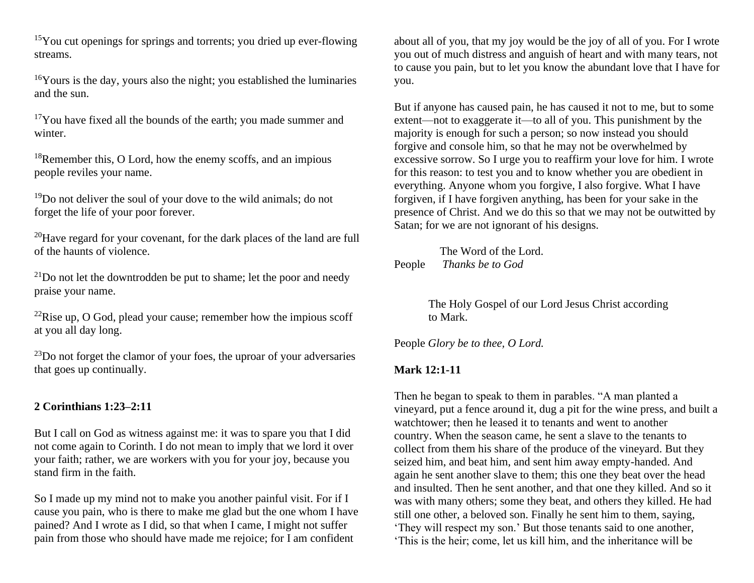[15]You cut openings for springs and torrents; you dried up ever-flowing streams.

[16]Yours is the day, yours also the night; you established the luminaries and the sun.

[17]You have fixed all the bounds of the earth; you made summer and winter.

[18]Remember this, O Lord, how the enemy scoffs, and an impious people reviles your name.

[19]Do not deliver the soul of your dove to the wild animals; do not forget the life of your poor forever.

[20]Have regard for your covenant, for the dark places of the land are full of the haunts of violence.

[21]Do not let the downtrodden be put to shame; let the poor and needy praise your name.

[22]Rise up, O God, plead your cause; remember how the impious scoff at you all day long.

[23]Do not forget the clamor of your foes, the uproar of your adversaries that goes up continually.

**2 Corinthians 1:23–2:11**

But I call on God as witness against me: it was to spare you that I did not come again to Corinth. I do not mean to imply that we lord it over your faith; rather, we are workers with you for your joy, because you stand firm in the faith.

So I made up my mind not to make you another painful visit. For if I cause you pain, who is there to make me glad but the one whom I have pained? And I wrote as I did, so that when I came, I might not suffer pain from those who should have made me rejoice; for I am confident about all of you, that my joy would be the joy of all of you. For I wrote you out of much distress and anguish of heart and with many tears, not to cause you pain, but to let you know the abundant love that I have for you.

But if anyone has caused pain, he has caused it not to me, but to some extent—not to exaggerate it—to all of you. This punishment by the majority is enough for such a person; so now instead you should forgive and console him, so that he may not be overwhelmed by excessive sorrow. So I urge you to reaffirm your love for him. I wrote for this reason: to test you and to know whether you are obedient in everything. Anyone whom you forgive, I also forgive. What I have forgiven, if I have forgiven anything, has been for your sake in the presence of Christ. And we do this so that we may not be outwitted by Satan; for we are not ignorant of his designs.

The Word of the Lord.
People *Thanks be to God*

The Holy Gospel of our Lord Jesus Christ according to Mark.

People *Glory be to thee, O Lord.*

**Mark 12:1-11**

Then he began to speak to them in parables. "A man planted a vineyard, put a fence around it, dug a pit for the wine press, and built a watchtower; then he leased it to tenants and went to another country. When the season came, he sent a slave to the tenants to collect from them his share of the produce of the vineyard. But they seized him, and beat him, and sent him away empty-handed. And again he sent another slave to them; this one they beat over the head and insulted. Then he sent another, and that one they killed. And so it was with many others; some they beat, and others they killed. He had still one other, a beloved son. Finally he sent him to them, saying, 'They will respect my son.' But those tenants said to one another, 'This is the heir; come, let us kill him, and the inheritance will be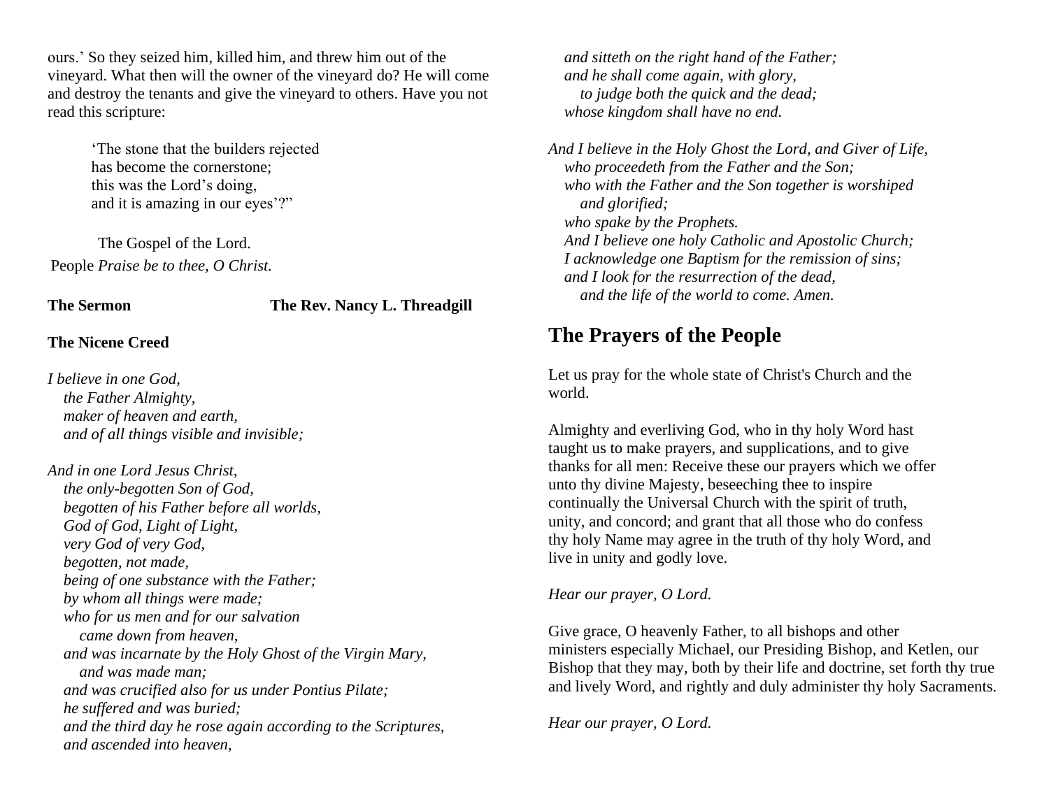ours.' So they seized him, killed him, and threw him out of the vineyard. What then will the owner of the vineyard do? He will come and destroy the tenants and give the vineyard to others. Have you not read this scripture:

> 'The stone that the builders rejected
> has become the cornerstone;
> this was the Lord's doing,
> and it is amazing in our eyes'?"

The Gospel of the Lord.

People *Praise be to thee, O Christ.*

**The Sermon** **The Rev. Nancy L. Threadgill**

**The Nicene Creed**

*I believe in one God,*
*the Father Almighty,*
*maker of heaven and earth,*
*and of all things visible and invisible;*

*And in one Lord Jesus Christ,*
*the only-begotten Son of God,*
*begotten of his Father before all worlds,*
*God of God, Light of Light,*
*very God of very God,*
*begotten, not made,*
*being of one substance with the Father;*
*by whom all things were made;*
*who for us men and for our salvation*
*came down from heaven,*
*and was incarnate by the Holy Ghost of the Virgin Mary,*
*and was made man;*
*and was crucified also for us under Pontius Pilate;*
*he suffered and was buried;*
*and the third day he rose again according to the Scriptures,*
*and ascended into heaven,*
*and sitteth on the right hand of the Father;*
*and he shall come again, with glory,*
*to judge both the quick and the dead;*
*whose kingdom shall have no end.*

*And I believe in the Holy Ghost the Lord, and Giver of Life,*
*who proceedeth from the Father and the Son;*
*who with the Father and the Son together is worshiped*
*and glorified;*
*who spake by the Prophets.*
*And I believe one holy Catholic and Apostolic Church;*
*I acknowledge one Baptism for the remission of sins;*
*and I look for the resurrection of the dead,*
*and the life of the world to come. Amen.*

## The Prayers of the People

Let us pray for the whole state of Christ's Church and the world.

Almighty and everliving God, who in thy holy Word hast taught us to make prayers, and supplications, and to give thanks for all men: Receive these our prayers which we offer unto thy divine Majesty, beseeching thee to inspire continually the Universal Church with the spirit of truth, unity, and concord; and grant that all those who do confess thy holy Name may agree in the truth of thy holy Word, and live in unity and godly love.

*Hear our prayer, O Lord.*

Give grace, O heavenly Father, to all bishops and other ministers especially Michael, our Presiding Bishop, and Ketlen, our Bishop that they may, both by their life and doctrine, set forth thy true and lively Word, and rightly and duly administer thy holy Sacraments.

*Hear our prayer, O Lord.*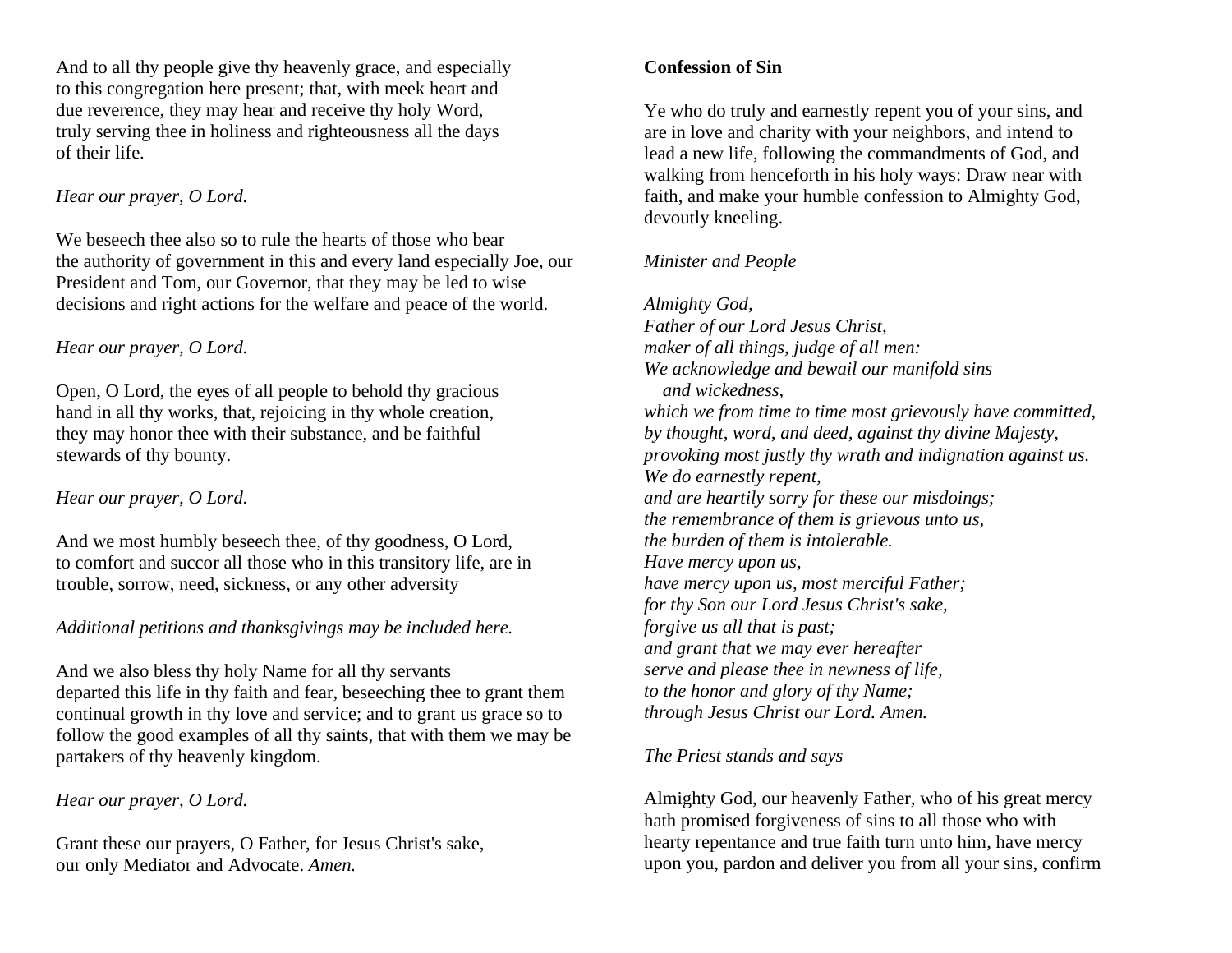And to all thy people give thy heavenly grace, and especially to this congregation here present; that, with meek heart and due reverence, they may hear and receive thy holy Word, truly serving thee in holiness and righteousness all the days of their life.

*Hear our prayer, O Lord.*

We beseech thee also so to rule the hearts of those who bear the authority of government in this and every land especially Joe, our President and Tom, our Governor, that they may be led to wise decisions and right actions for the welfare and peace of the world.

*Hear our prayer, O Lord.*

Open, O Lord, the eyes of all people to behold thy gracious hand in all thy works, that, rejoicing in thy whole creation, they may honor thee with their substance, and be faithful stewards of thy bounty.

*Hear our prayer, O Lord.*

And we most humbly beseech thee, of thy goodness, O Lord, to comfort and succor all those who in this transitory life, are in trouble, sorrow, need, sickness, or any other adversity

*Additional petitions and thanksgivings may be included here.*

And we also bless thy holy Name for all thy servants departed this life in thy faith and fear, beseeching thee to grant them continual growth in thy love and service; and to grant us grace so to follow the good examples of all thy saints, that with them we may be partakers of thy heavenly kingdom.

*Hear our prayer, O Lord.*

Grant these our prayers, O Father, for Jesus Christ's sake, our only Mediator and Advocate. *Amen.*

**Confession of Sin**

Ye who do truly and earnestly repent you of your sins, and are in love and charity with your neighbors, and intend to lead a new life, following the commandments of God, and walking from henceforth in his holy ways: Draw near with faith, and make your humble confession to Almighty God, devoutly kneeling.

*Minister and People*

*Almighty God,*
*Father of our Lord Jesus Christ,*
*maker of all things, judge of all men:*
*We acknowledge and bewail our manifold sins*
*and wickedness,*
*which we from time to time most grievously have committed,*
*by thought, word, and deed, against thy divine Majesty,*
*provoking most justly thy wrath and indignation against us.*
*We do earnestly repent,*
*and are heartily sorry for these our misdoings;*
*the remembrance of them is grievous unto us,*
*the burden of them is intolerable.*
*Have mercy upon us,*
*have mercy upon us, most merciful Father;*
*for thy Son our Lord Jesus Christ's sake,*
*forgive us all that is past;*
*and grant that we may ever hereafter*
*serve and please thee in newness of life,*
*to the honor and glory of thy Name;*
*through Jesus Christ our Lord. Amen.*

*The Priest stands and says*

Almighty God, our heavenly Father, who of his great mercy hath promised forgiveness of sins to all those who with hearty repentance and true faith turn unto him, have mercy upon you, pardon and deliver you from all your sins, confirm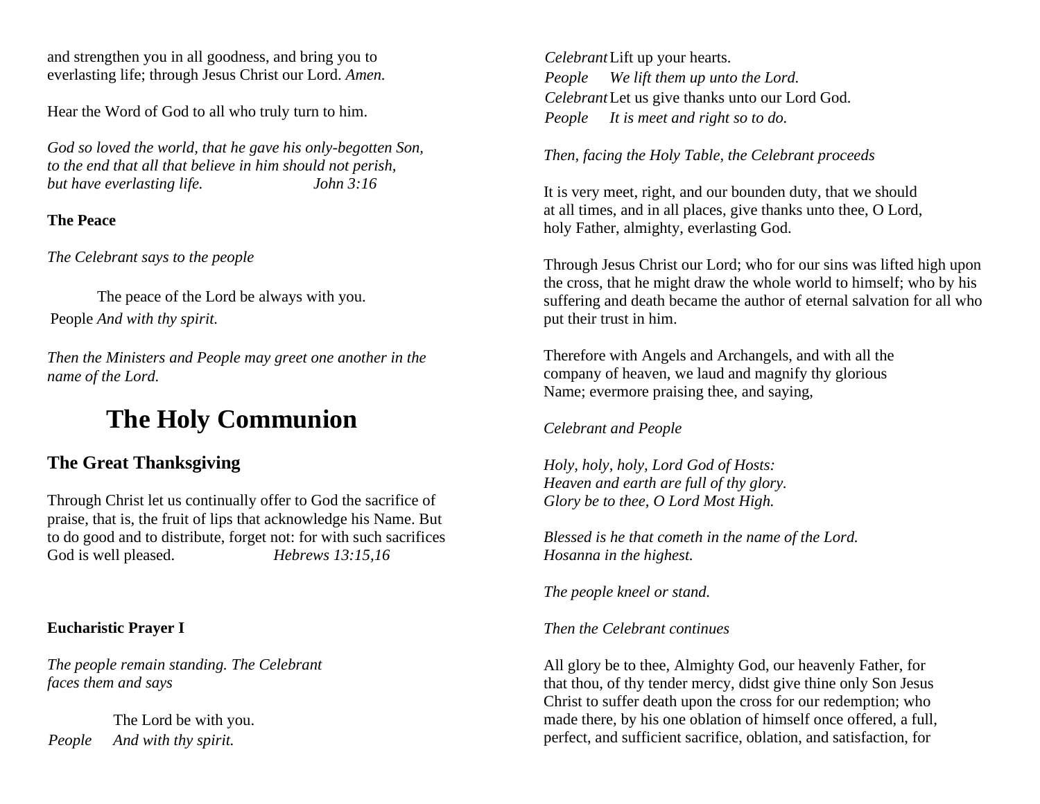and strengthen you in all goodness, and bring you to everlasting life; through Jesus Christ our Lord. *Amen.*

Hear the Word of God to all who truly turn to him.

*God so loved the world, that he gave his only-begotten Son,*
*to the end that all that believe in him should not perish,*
*but have everlasting life.* *John 3:16*

**The Peace**

*The Celebrant says to the people*

The peace of the Lord be always with you.
People *And with thy spirit.*

*Then the Ministers and People may greet one another in the name of the Lord.*

# The Holy Communion

## The Great Thanksgiving

Through Christ let us continually offer to God the sacrifice of praise, that is, the fruit of lips that acknowledge his Name. But to do good and to distribute, forget not: for with such sacrifices God is well pleased. *Hebrews 13:15,16*

**Eucharistic Prayer I**

*The people remain standing. The Celebrant faces them and says*

The Lord be with you.
*People* *And with thy spirit.*
*Celebrant* Lift up your hearts.
*People* *We lift them up unto the Lord.*
*Celebrant* Let us give thanks unto our Lord God.
*People* *It is meet and right so to do.*

*Then, facing the Holy Table, the Celebrant proceeds*

It is very meet, right, and our bounden duty, that we should at all times, and in all places, give thanks unto thee, O Lord, holy Father, almighty, everlasting God.

Through Jesus Christ our Lord; who for our sins was lifted high upon the cross, that he might draw the whole world to himself; who by his suffering and death became the author of eternal salvation for all who put their trust in him.

Therefore with Angels and Archangels, and with all the company of heaven, we laud and magnify thy glorious Name; evermore praising thee, and saying,

*Celebrant and People*

*Holy, holy, holy, Lord God of Hosts:*
*Heaven and earth are full of thy glory.*
*Glory be to thee, O Lord Most High.*

*Blessed is he that cometh in the name of the Lord.*
*Hosanna in the highest.*

*The people kneel or stand.*

*Then the Celebrant continues*

All glory be to thee, Almighty God, our heavenly Father, for that thou, of thy tender mercy, didst give thine only Son Jesus Christ to suffer death upon the cross for our redemption; who made there, by his one oblation of himself once offered, a full, perfect, and sufficient sacrifice, oblation, and satisfaction, for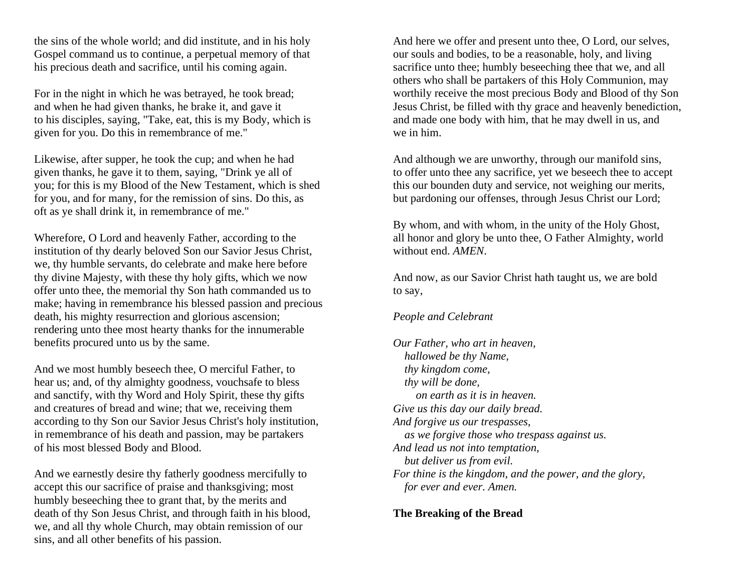the sins of the whole world; and did institute, and in his holy Gospel command us to continue, a perpetual memory of that his precious death and sacrifice, until his coming again.

For in the night in which he was betrayed, he took bread; and when he had given thanks, he brake it, and gave it to his disciples, saying, "Take, eat, this is my Body, which is given for you. Do this in remembrance of me."

Likewise, after supper, he took the cup; and when he had given thanks, he gave it to them, saying, "Drink ye all of you; for this is my Blood of the New Testament, which is shed for you, and for many, for the remission of sins. Do this, as oft as ye shall drink it, in remembrance of me."

Wherefore, O Lord and heavenly Father, according to the institution of thy dearly beloved Son our Savior Jesus Christ, we, thy humble servants, do celebrate and make here before thy divine Majesty, with these thy holy gifts, which we now offer unto thee, the memorial thy Son hath commanded us to make; having in remembrance his blessed passion and precious death, his mighty resurrection and glorious ascension; rendering unto thee most hearty thanks for the innumerable benefits procured unto us by the same.

And we most humbly beseech thee, O merciful Father, to hear us; and, of thy almighty goodness, vouchsafe to bless and sanctify, with thy Word and Holy Spirit, these thy gifts and creatures of bread and wine; that we, receiving them according to thy Son our Savior Jesus Christ's holy institution, in remembrance of his death and passion, may be partakers of his most blessed Body and Blood.

And we earnestly desire thy fatherly goodness mercifully to accept this our sacrifice of praise and thanksgiving; most humbly beseeching thee to grant that, by the merits and death of thy Son Jesus Christ, and through faith in his blood, we, and all thy whole Church, may obtain remission of our sins, and all other benefits of his passion.

And here we offer and present unto thee, O Lord, our selves, our souls and bodies, to be a reasonable, holy, and living sacrifice unto thee; humbly beseeching thee that we, and all others who shall be partakers of this Holy Communion, may worthily receive the most precious Body and Blood of thy Son Jesus Christ, be filled with thy grace and heavenly benediction, and made one body with him, that he may dwell in us, and we in him.

And although we are unworthy, through our manifold sins, to offer unto thee any sacrifice, yet we beseech thee to accept this our bounden duty and service, not weighing our merits, but pardoning our offenses, through Jesus Christ our Lord;

By whom, and with whom, in the unity of the Holy Ghost, all honor and glory be unto thee, O Father Almighty, world without end. *AMEN.*

And now, as our Savior Christ hath taught us, we are bold to say,

*People and Celebrant*

*Our Father, who art in heaven,*
*hallowed be thy Name,*
*thy kingdom come,*
*thy will be done,*
*on earth as it is in heaven.*
*Give us this day our daily bread.*
*And forgive us our trespasses,*
*as we forgive those who trespass against us.*
*And lead us not into temptation,*
*but deliver us from evil.*
*For thine is the kingdom, and the power, and the glory,*
*for ever and ever. Amen.*

**The Breaking of the Bread**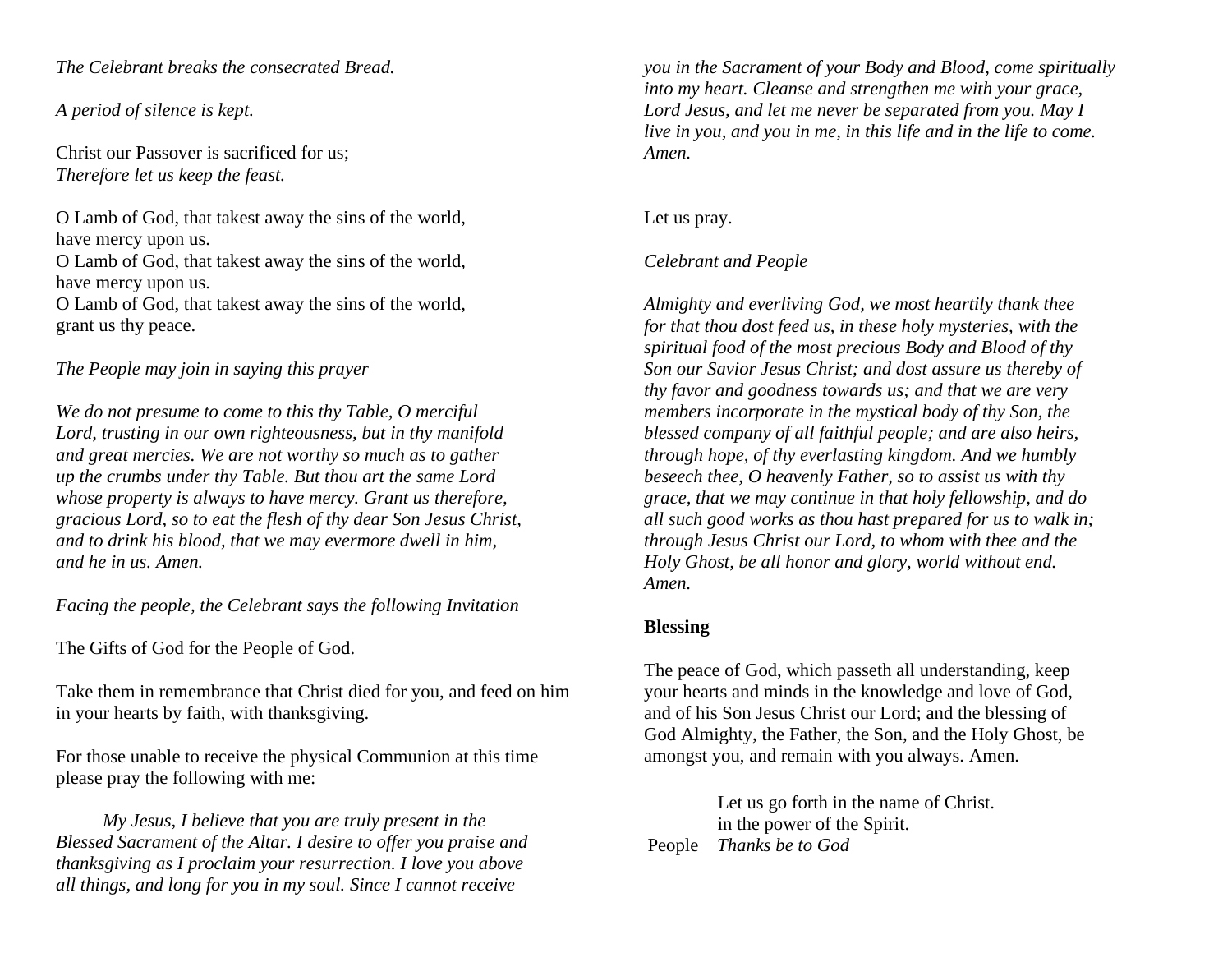*The Celebrant breaks the consecrated Bread.*

*A period of silence is kept.*

Christ our Passover is sacrificed for us;
*Therefore let us keep the feast.*

O Lamb of God, that takest away the sins of the world,
have mercy upon us.
O Lamb of God, that takest away the sins of the world,
have mercy upon us.
O Lamb of God, that takest away the sins of the world,
grant us thy peace.

*The People may join in saying this prayer*

*We do not presume to come to this thy Table, O merciful Lord, trusting in our own righteousness, but in thy manifold and great mercies. We are not worthy so much as to gather up the crumbs under thy Table. But thou art the same Lord whose property is always to have mercy. Grant us therefore, gracious Lord, so to eat the flesh of thy dear Son Jesus Christ, and to drink his blood, that we may evermore dwell in him, and he in us. Amen.*

*Facing the people, the Celebrant says the following Invitation*

The Gifts of God for the People of God.

Take them in remembrance that Christ died for you, and feed on him in your hearts by faith, with thanksgiving.

For those unable to receive the physical Communion at this time please pray the following with me:

*My Jesus, I believe that you are truly present in the Blessed Sacrament of the Altar. I desire to offer you praise and thanksgiving as I proclaim your resurrection. I love you above all things, and long for you in my soul. Since I cannot receive you in the Sacrament of your Body and Blood, come spiritually into my heart. Cleanse and strengthen me with your grace, Lord Jesus, and let me never be separated from you. May I live in you, and you in me, in this life and in the life to come. Amen.*

Let us pray.

*Celebrant and People*

*Almighty and everliving God, we most heartily thank thee for that thou dost feed us, in these holy mysteries, with the spiritual food of the most precious Body and Blood of thy Son our Savior Jesus Christ; and dost assure us thereby of thy favor and goodness towards us; and that we are very members incorporate in the mystical body of thy Son, the blessed company of all faithful people; and are also heirs, through hope, of thy everlasting kingdom. And we humbly beseech thee, O heavenly Father, so to assist us with thy grace, that we may continue in that holy fellowship, and do all such good works as thou hast prepared for us to walk in; through Jesus Christ our Lord, to whom with thee and the Holy Ghost, be all honor and glory, world without end. Amen.*

**Blessing**

The peace of God, which passeth all understanding, keep your hearts and minds in the knowledge and love of God, and of his Son Jesus Christ our Lord; and the blessing of God Almighty, the Father, the Son, and the Holy Ghost, be amongst you, and remain with you always. Amen.

Let us go forth in the name of Christ.
in the power of the Spirit.
People *Thanks be to God*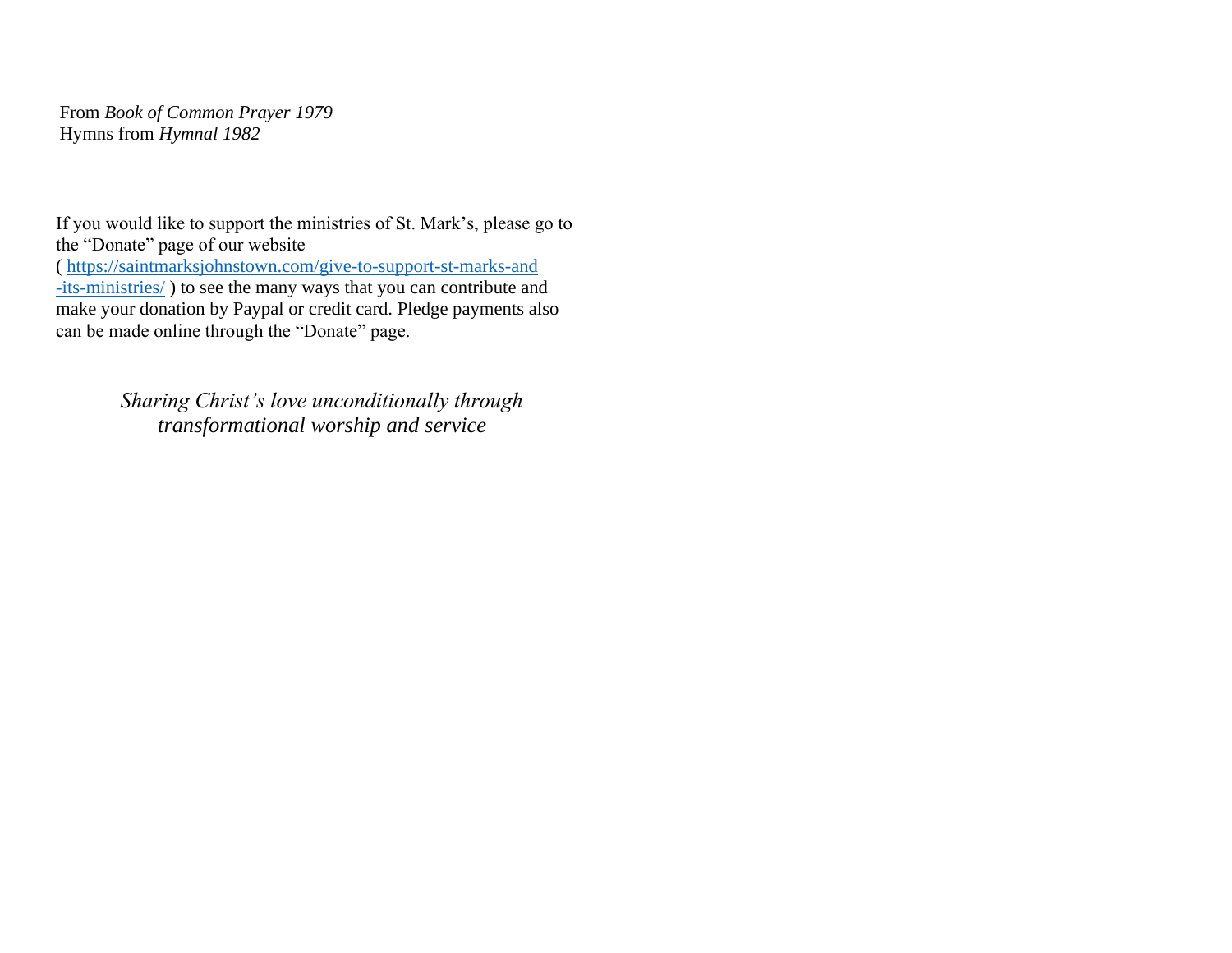From *Book of Common Prayer 1979*
Hymns from *Hymnal 1982*

If you would like to support the ministries of St. Mark's, please go to the "Donate" page of our website ( https://saintmarksjohnstown.com/give-to-support-st-marks-and-its-ministries/ ) to see the many ways that you can contribute and make your donation by Paypal or credit card. Pledge payments also can be made online through the "Donate" page.

*Sharing Christ's love unconditionally through transformational worship and service*